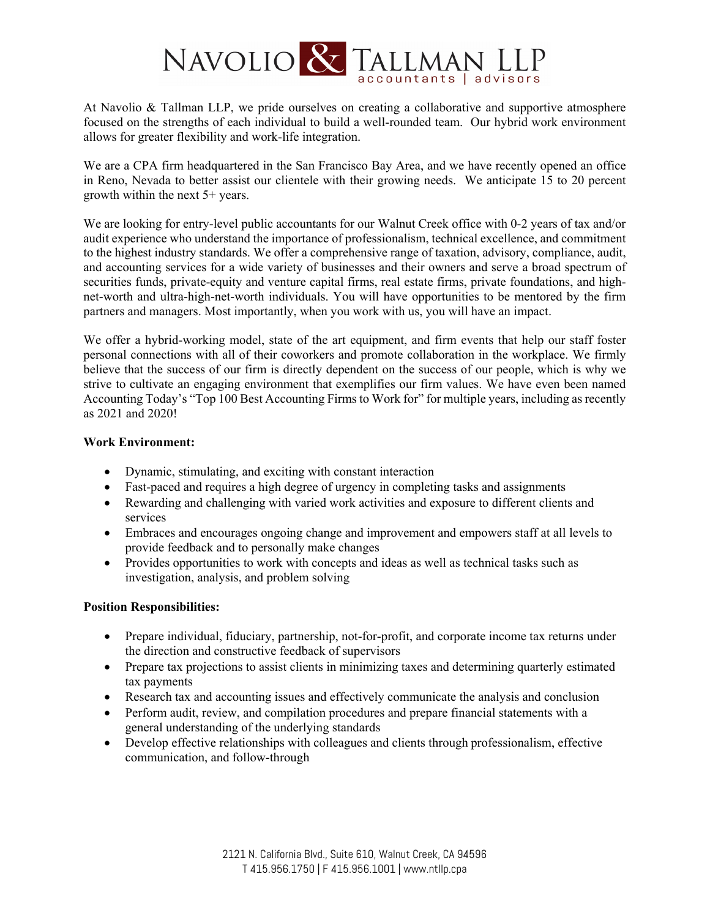# NAVOLIO & TALLMAN LLP

accountants | advisors

At Navolio & Tallman LLP, we pride ourselves on creating a collaborative and supportive atmosphere focused on the strengths of each individual to build a well-rounded team. Our hybrid work environment allows for greater flexibility and work-life integration.

We are a CPA firm headquartered in the San Francisco Bay Area, and we have recently opened an office in Reno, Nevada to better assist our clientele with their growing needs. We anticipate 15 to 20 percent growth within the next 5+ years.

We are looking for entry-level public accountants for our Walnut Creek office with 0-2 years of tax and/or audit experience who understand the importance of professionalism, technical excellence, and commitment to the highest industry standards. We offer a comprehensive range of taxation, advisory, compliance, audit, and accounting services for a wide variety of businesses and their owners and serve a broad spectrum of securities funds, private-equity and venture capital firms, real estate firms, private foundations, and high-net-worth and ultra-high-net-worth individuals. You will have opportunities to be mentored by the firm partners and managers. Most importantly, when you work with us, you will have an impact.

We offer a hybrid-working model, state of the art equipment, and firm events that help our staff foster personal connections with all of their coworkers and promote collaboration in the workplace. We firmly believe that the success of our firm is directly dependent on the success of our people, which is why we strive to cultivate an engaging environment that exemplifies our firm values. We have even been named Accounting Today's "Top 100 Best Accounting Firms to Work for" for multiple years, including as recently as 2021 and 2020!

**Work Environment:**

- Dynamic, stimulating, and exciting with constant interaction
- Fast-paced and requires a high degree of urgency in completing tasks and assignments
- Rewarding and challenging with varied work activities and exposure to different clients and services
- Embraces and encourages ongoing change and improvement and empowers staff at all levels to provide feedback and to personally make changes
- Provides opportunities to work with concepts and ideas as well as technical tasks such as investigation, analysis, and problem solving

**Position Responsibilities:**

- Prepare individual, fiduciary, partnership, not-for-profit, and corporate income tax returns under the direction and constructive feedback of supervisors
- Prepare tax projections to assist clients in minimizing taxes and determining quarterly estimated tax payments
- Research tax and accounting issues and effectively communicate the analysis and conclusion
- Perform audit, review, and compilation procedures and prepare financial statements with a general understanding of the underlying standards
- Develop effective relationships with colleagues and clients through professionalism, effective communication, and follow-through

2121 N. California Blvd., Suite 610, Walnut Creek, CA 94596
T 415.956.1750 | F 415.956.1001 | www.ntllp.cpa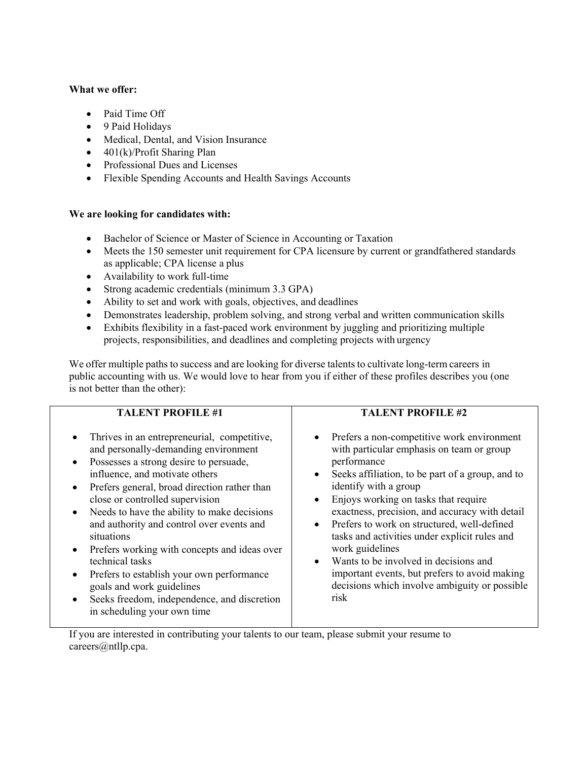**What we offer:**

- Paid Time Off
- 9 Paid Holidays
- Medical, Dental, and Vision Insurance
- 401(k)/Profit Sharing Plan
- Professional Dues and Licenses
- Flexible Spending Accounts and Health Savings Accounts

**We are looking for candidates with:**

- Bachelor of Science or Master of Science in Accounting or Taxation
- Meets the 150 semester unit requirement for CPA licensure by current or grandfathered standards as applicable; CPA license a plus
- Availability to work full-time
- Strong academic credentials (minimum 3.3 GPA)
- Ability to set and work with goals, objectives, and deadlines
- Demonstrates leadership, problem solving, and strong verbal and written communication skills
- Exhibits flexibility in a fast-paced work environment by juggling and prioritizing multiple projects, responsibilities, and deadlines and completing projects with urgency

We offer multiple paths to success and are looking for diverse talents to cultivate long-term careers in public accounting with us. We would love to hear from you if either of these profiles describes you (one is not better than the other):

| TALENT PROFILE #1 | TALENT PROFILE #2 |
| --- | --- |
| • Thrives in an entrepreneurial, competitive, and personally-demanding environment<br>• Possesses a strong desire to persuade, influence, and motivate others<br>• Prefers general, broad direction rather than close or controlled supervision<br>• Needs to have the ability to make decisions and authority and control over events and situations<br>• Prefers working with concepts and ideas over technical tasks<br>• Prefers to establish your own performance goals and work guidelines<br>• Seeks freedom, independence, and discretion in scheduling your own time | • Prefers a non-competitive work environment with particular emphasis on team or group performance<br>• Seeks affiliation, to be part of a group, and to identify with a group<br>• Enjoys working on tasks that require exactness, precision, and accuracy with detail<br>• Prefers to work on structured, well-defined tasks and activities under explicit rules and work guidelines<br>• Wants to be involved in decisions and important events, but prefers to avoid making decisions which involve ambiguity or possible risk |

If you are interested in contributing your talents to our team, please submit your resume to careers@ntllp.cpa.